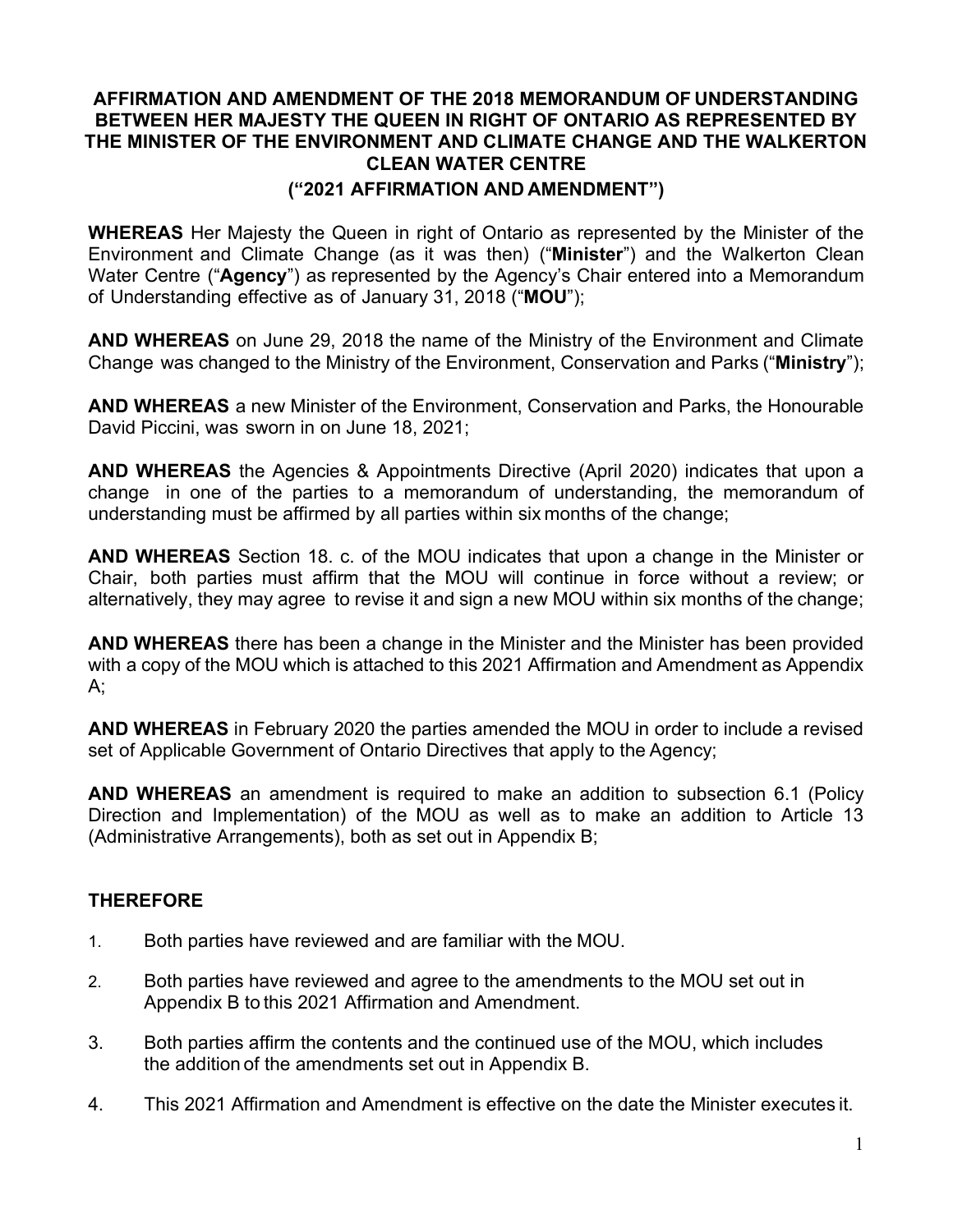# AFFIRMATION AND AMENDMENT OF THE 2018 MEMORANDUM OF UNDERSTANDING BETWEEN HER MAJESTY THE QUEEN IN RIGHT OF ONTARIO AS REPRESENTED BY THE MINISTER OF THE ENVIRONMENT AND CLIMATE CHANGE AND THE WALKERTON CLEAN WATER CENTRE

## ("2021 AFFIRMATION AND AMENDMENT")

**WHEREAS** Her Majesty the Queen in right of Ontario as represented by the Minister of the Environment and Climate Change (as it was then) ("**Minister**") and the Walkerton Clean Water Centre ("**Agency**") as represented by the Agency's Chair entered into a Memorandum of Understanding effective as of January 31, 2018 ("**MOU**");

**AND WHEREAS** on June 29, 2018 the name of the Ministry of the Environment and Climate Change was changed to the Ministry of the Environment, Conservation and Parks ("**Ministry**");

**AND WHEREAS** a new Minister of the Environment, Conservation and Parks, the Honourable David Piccini, was sworn in on June 18, 2021;

**AND WHEREAS** the Agencies & Appointments Directive (April 2020) indicates that upon a change in one of the parties to a memorandum of understanding, the memorandum of understanding must be affirmed by all parties within six months of the change;

**AND WHEREAS** Section 18. c. of the MOU indicates that upon a change in the Minister or Chair, both parties must affirm that the MOU will continue in force without a review; or alternatively, they may agree to revise it and sign a new MOU within six months of the change;

**AND WHEREAS** there has been a change in the Minister and the Minister has been provided with a copy of the MOU which is attached to this 2021 Affirmation and Amendment as Appendix A;

**AND WHEREAS** in February 2020 the parties amended the MOU in order to include a revised set of Applicable Government of Ontario Directives that apply to the Agency;

**AND WHEREAS** an amendment is required to make an addition to subsection 6.1 (Policy Direction and Implementation) of the MOU as well as to make an addition to Article 13 (Administrative Arrangements), both as set out in Appendix B;

## THEREFORE

1. Both parties have reviewed and are familiar with the MOU.
2. Both parties have reviewed and agree to the amendments to the MOU set out in Appendix B to this 2021 Affirmation and Amendment.
3. Both parties affirm the contents and the continued use of the MOU, which includes the addition of the amendments set out in Appendix B.
4. This 2021 Affirmation and Amendment is effective on the date the Minister executes it.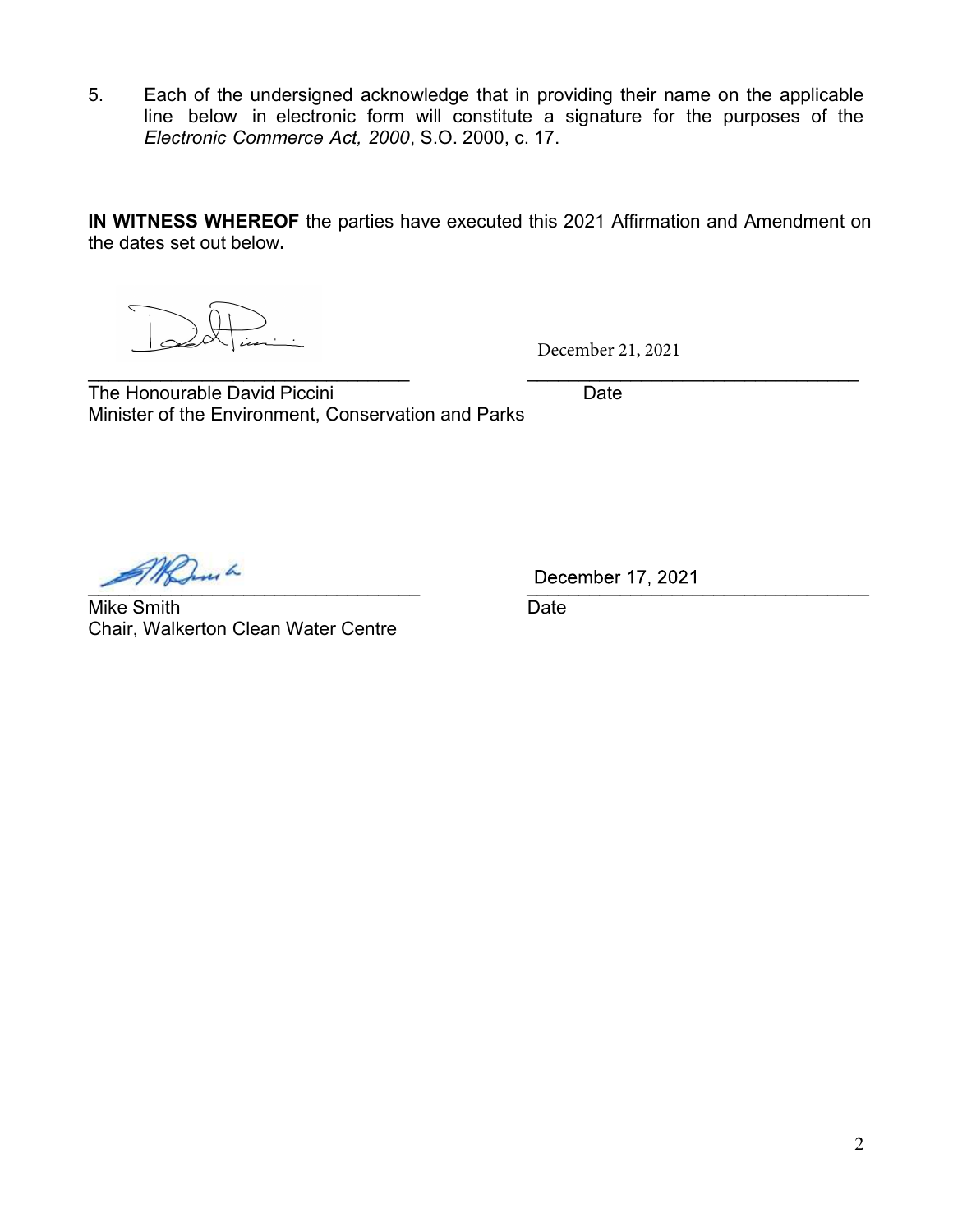5. Each of the undersigned acknowledge that in providing their name on the applicable line below in electronic form will constitute a signature for the purposes of the *Electronic Commerce Act, 2000*, S.O. 2000, c. 17.

**IN WITNESS WHEREOF** the parties have executed this 2021 Affirmation and Amendment on the dates set out below**.**

| | |
|---|---|
| ________________________________ | December 21, 2021 ________________________________ |
| The Honourable David Piccini<br>Minister of the Environment, Conservation and Parks | Date |

| | |
|---|---|
| ________________________________ | December 17, 2021 ________________________________ |
| Mike Smith<br>Chair, Walkerton Clean Water Centre | Date |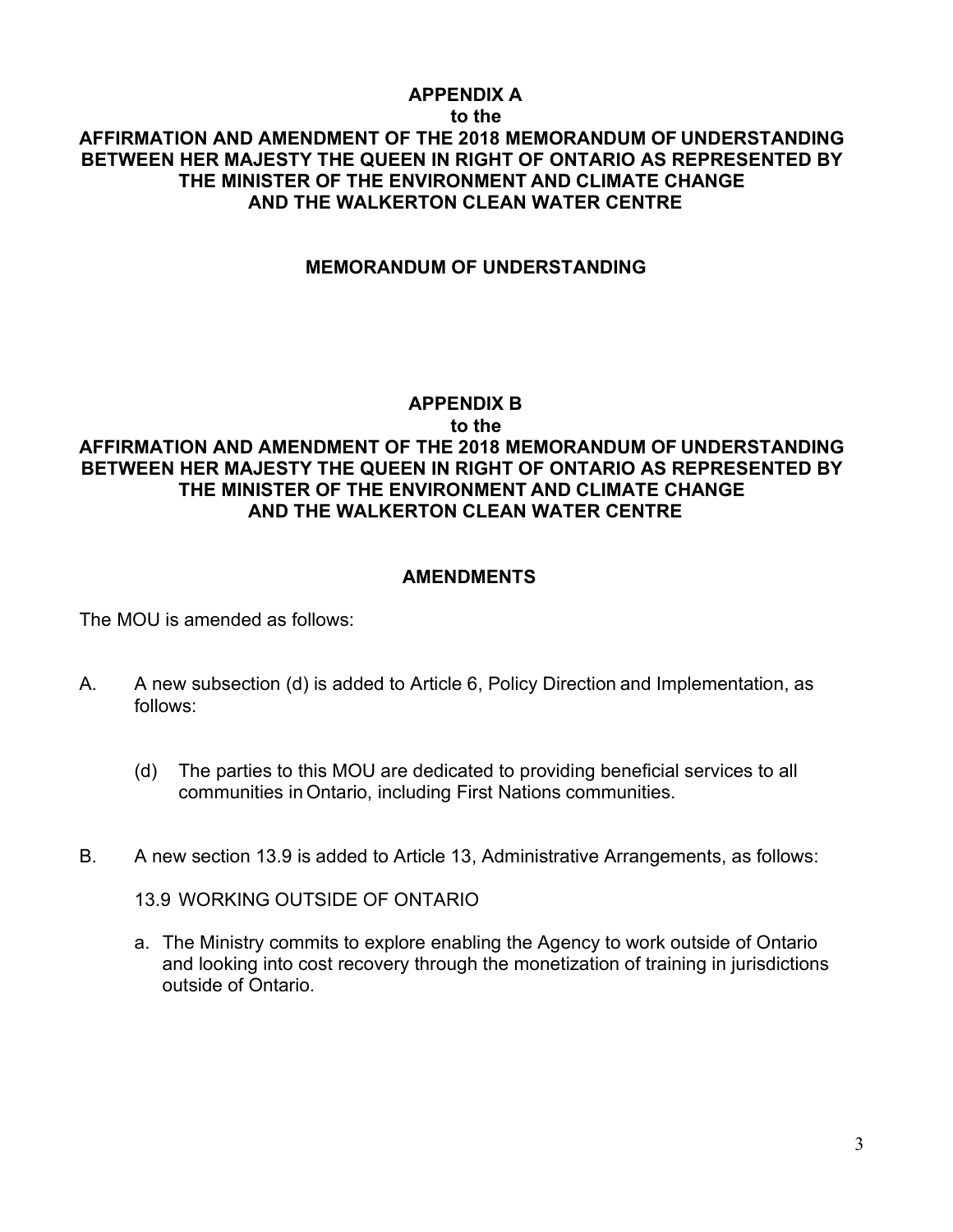**APPENDIX A**
**to the**
**AFFIRMATION AND AMENDMENT OF THE 2018 MEMORANDUM OF UNDERSTANDING BETWEEN HER MAJESTY THE QUEEN IN RIGHT OF ONTARIO AS REPRESENTED BY THE MINISTER OF THE ENVIRONMENT AND CLIMATE CHANGE AND THE WALKERTON CLEAN WATER CENTRE**

**MEMORANDUM OF UNDERSTANDING**

**APPENDIX B**
**to the**
**AFFIRMATION AND AMENDMENT OF THE 2018 MEMORANDUM OF UNDERSTANDING BETWEEN HER MAJESTY THE QUEEN IN RIGHT OF ONTARIO AS REPRESENTED BY THE MINISTER OF THE ENVIRONMENT AND CLIMATE CHANGE AND THE WALKERTON CLEAN WATER CENTRE**

**AMENDMENTS**

The MOU is amended as follows:

A. A new subsection (d) is added to Article 6, Policy Direction and Implementation, as follows:

   (d) The parties to this MOU are dedicated to providing beneficial services to all communities in Ontario, including First Nations communities.

B. A new section 13.9 is added to Article 13, Administrative Arrangements, as follows:

   13.9 WORKING OUTSIDE OF ONTARIO

   a. The Ministry commits to explore enabling the Agency to work outside of Ontario and looking into cost recovery through the monetization of training in jurisdictions outside of Ontario.